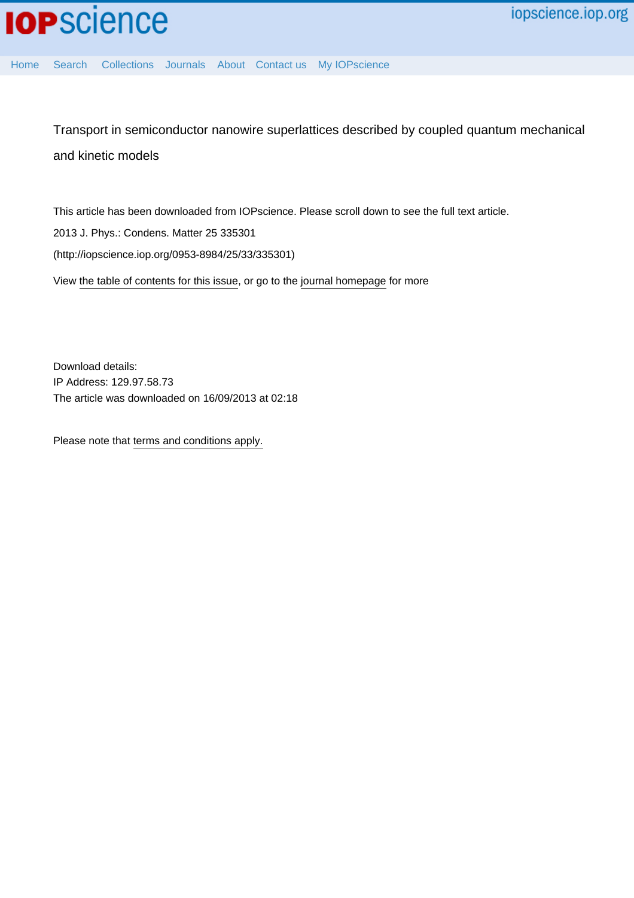Transport in semiconductor nanowire superlattices described by coupled quantum mechanical and kinetic models

This article has been downloaded from IOPscience. Please scroll down to see the full text article.

2013 J. Phys.: Condens. Matter 25 335301

(http://iopscience.iop.org/0953-8984/25/33/335301)

View the table of contents for this issue, or go to the journal homepage for more

Download details:
IP Address: 129.97.58.73
The article was downloaded on 16/09/2013 at 02:18

Please note that terms and conditions apply.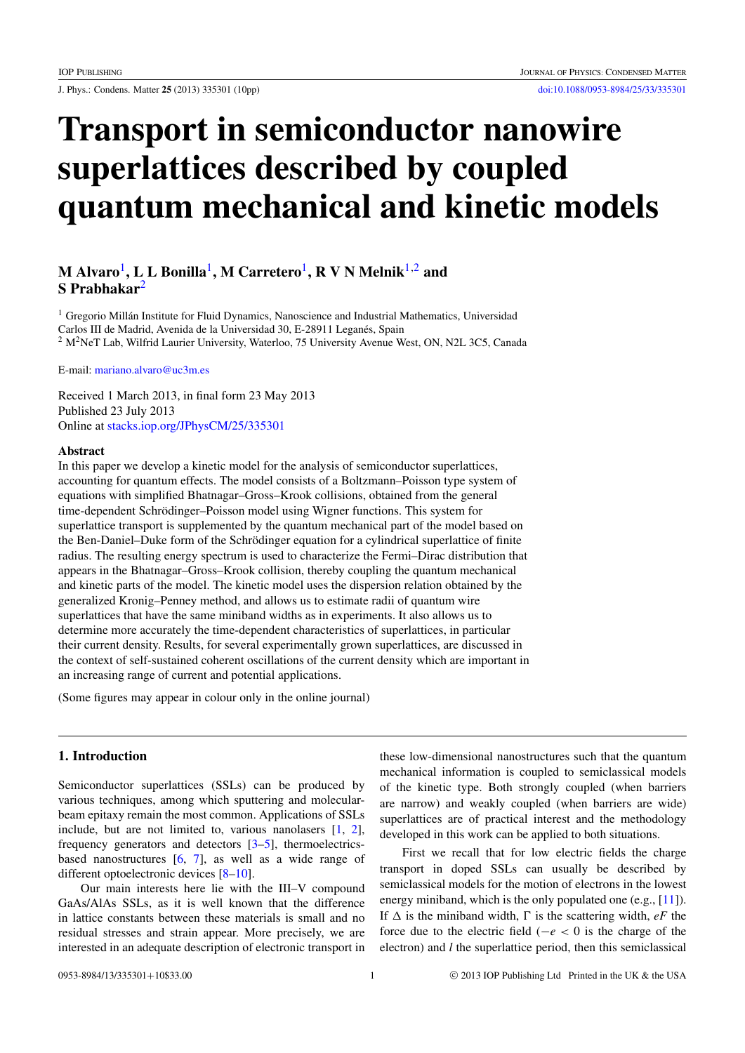# Transport in semiconductor nanowire superlattices described by coupled quantum mechanical and kinetic models

**M Alvaro**[1], **L L Bonilla**[1], **M Carretero**[1], **R V N Melnik**[1,2] **and S Prabhakar**[2]

[1] Gregorio Millán Institute for Fluid Dynamics, Nanoscience and Industrial Mathematics, Universidad Carlos III de Madrid, Avenida de la Universidad 30, E-28911 Leganés, Spain

[2] $M^2$NeT Lab, Wilfrid Laurier University, Waterloo, 75 University Avenue West, ON, N2L 3C5, Canada

E-mail: mariano.alvaro@uc3m.es

Received 1 March 2013, in final form 23 May 2013
Published 23 July 2013
Online at stacks.iop.org/JPhysCM/25/335301

### Abstract

In this paper we develop a kinetic model for the analysis of semiconductor superlattices, accounting for quantum effects. The model consists of a Boltzmann–Poisson type system of equations with simplified Bhatnagar–Gross–Krook collisions, obtained from the general time-dependent Schrödinger–Poisson model using Wigner functions. This system for superlattice transport is supplemented by the quantum mechanical part of the model based on the Ben-Daniel–Duke form of the Schrödinger equation for a cylindrical superlattice of finite radius. The resulting energy spectrum is used to characterize the Fermi–Dirac distribution that appears in the Bhatnagar–Gross–Krook collision, thereby coupling the quantum mechanical and kinetic parts of the model. The kinetic model uses the dispersion relation obtained by the generalized Kronig–Penney method, and allows us to estimate radii of quantum wire superlattices that have the same miniband widths as in experiments. It also allows us to determine more accurately the time-dependent characteristics of superlattices, in particular their current density. Results, for several experimentally grown superlattices, are discussed in the context of self-sustained coherent oscillations of the current density which are important in an increasing range of current and potential applications.

(Some figures may appear in colour only in the online journal)

## 1. Introduction

Semiconductor superlattices (SSLs) can be produced by various techniques, among which sputtering and molecular-beam epitaxy remain the most common. Applications of SSLs include, but are not limited to, various nanolasers [1, 2], frequency generators and detectors [3–5], thermoelectrics-based nanostructures [6, 7], as well as a wide range of different optoelectronic devices [8–10].

Our main interests here lie with the III–V compound GaAs/AlAs SSLs, as it is well known that the difference in lattice constants between these materials is small and no residual stresses and strain appear. More precisely, we are interested in an adequate description of electronic transport in these low-dimensional nanostructures such that the quantum mechanical information is coupled to semiclassical models of the kinetic type. Both strongly coupled (when barriers are narrow) and weakly coupled (when barriers are wide) superlattices are of practical interest and the methodology developed in this work can be applied to both situations.

First we recall that for low electric fields the charge transport in doped SSLs can usually be described by semiclassical models for the motion of electrons in the lowest energy miniband, which is the only populated one (e.g., [11]). If $\Delta$ is the miniband width, $\Gamma$ is the scattering width, $eF$ the force due to the electric field ($-e < 0$ is the charge of the electron) and $l$ the superlattice period, then this semiclassical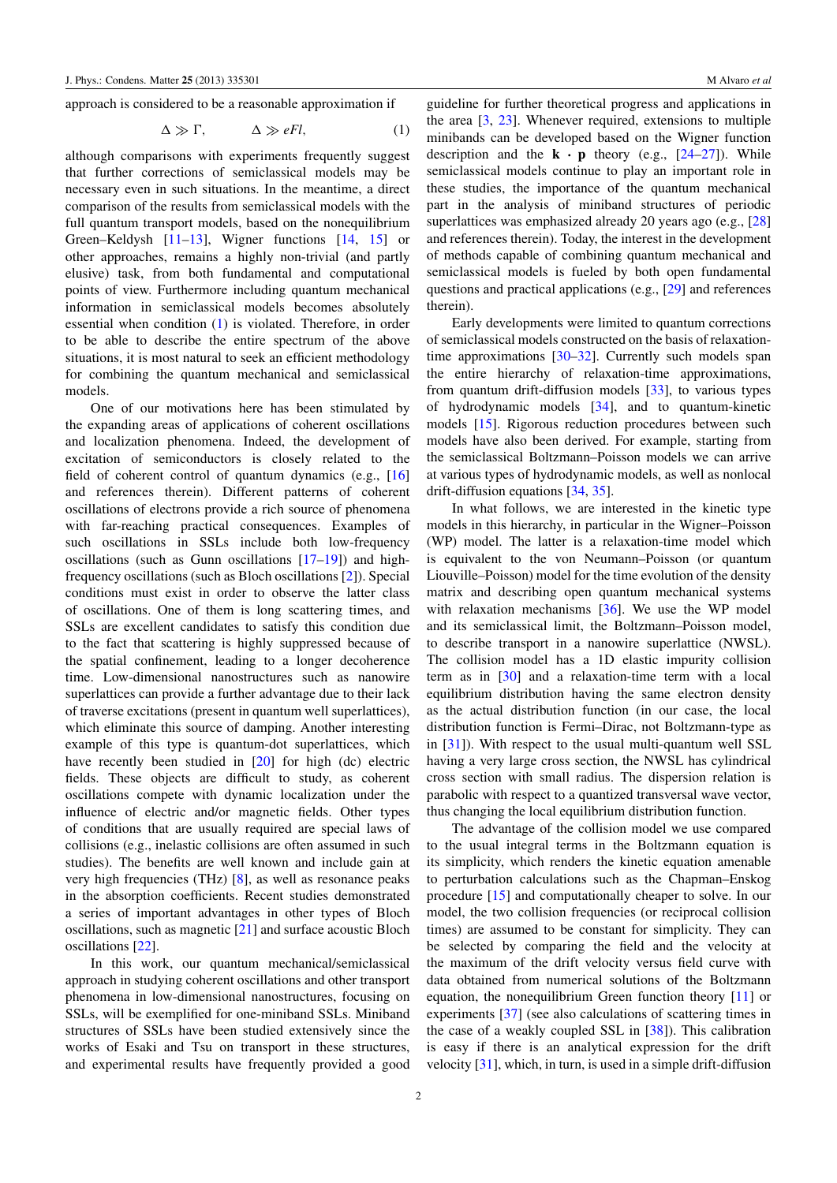approach is considered to be a reasonable approximation if

$$\Delta \gg \Gamma, \qquad \Delta \gg eFl, \tag{1}$$

although comparisons with experiments frequently suggest that further corrections of semiclassical models may be necessary even in such situations. In the meantime, a direct comparison of the results from semiclassical models with the full quantum transport models, based on the nonequilibrium Green–Keldysh [11–13], Wigner functions [14, 15] or other approaches, remains a highly non-trivial (and partly elusive) task, from both fundamental and computational points of view. Furthermore including quantum mechanical information in semiclassical models becomes absolutely essential when condition (1) is violated. Therefore, in order to be able to describe the entire spectrum of the above situations, it is most natural to seek an efficient methodology for combining the quantum mechanical and semiclassical models.

One of our motivations here has been stimulated by the expanding areas of applications of coherent oscillations and localization phenomena. Indeed, the development of excitation of semiconductors is closely related to the field of coherent control of quantum dynamics (e.g., [16] and references therein). Different patterns of coherent oscillations of electrons provide a rich source of phenomena with far-reaching practical consequences. Examples of such oscillations in SSLs include both low-frequency oscillations (such as Gunn oscillations [17–19]) and high-frequency oscillations (such as Bloch oscillations [2]). Special conditions must exist in order to observe the latter class of oscillations. One of them is long scattering times, and SSLs are excellent candidates to satisfy this condition due to the fact that scattering is highly suppressed because of the spatial confinement, leading to a longer decoherence time. Low-dimensional nanostructures such as nanowire superlattices can provide a further advantage due to their lack of traverse excitations (present in quantum well superlattices), which eliminate this source of damping. Another interesting example of this type is quantum-dot superlattices, which have recently been studied in [20] for high (dc) electric fields. These objects are difficult to study, as coherent oscillations compete with dynamic localization under the influence of electric and/or magnetic fields. Other types of conditions that are usually required are special laws of collisions (e.g., inelastic collisions are often assumed in such studies). The benefits are well known and include gain at very high frequencies (THz) [8], as well as resonance peaks in the absorption coefficients. Recent studies demonstrated a series of important advantages in other types of Bloch oscillations, such as magnetic [21] and surface acoustic Bloch oscillations [22].

In this work, our quantum mechanical/semiclassical approach in studying coherent oscillations and other transport phenomena in low-dimensional nanostructures, focusing on SSLs, will be exemplified for one-miniband SSLs. Miniband structures of SSLs have been studied extensively since the works of Esaki and Tsu on transport in these structures, and experimental results have frequently provided a good guideline for further theoretical progress and applications in the area [3, 23]. Whenever required, extensions to multiple minibands can be developed based on the Wigner function description and the $\mathbf{k} \cdot \mathbf{p}$ theory (e.g., [24–27]). While semiclassical models continue to play an important role in these studies, the importance of the quantum mechanical part in the analysis of miniband structures of periodic superlattices was emphasized already 20 years ago (e.g., [28] and references therein). Today, the interest in the development of methods capable of combining quantum mechanical and semiclassical models is fueled by both open fundamental questions and practical applications (e.g., [29] and references therein).

Early developments were limited to quantum corrections of semiclassical models constructed on the basis of relaxation-time approximations [30–32]. Currently such models span the entire hierarchy of relaxation-time approximations, from quantum drift-diffusion models [33], to various types of hydrodynamic models [34], and to quantum-kinetic models [15]. Rigorous reduction procedures between such models have also been derived. For example, starting from the semiclassical Boltzmann–Poisson models we can arrive at various types of hydrodynamic models, as well as nonlocal drift-diffusion equations [34, 35].

In what follows, we are interested in the kinetic type models in this hierarchy, in particular in the Wigner–Poisson (WP) model. The latter is a relaxation-time model which is equivalent to the von Neumann–Poisson (or quantum Liouville–Poisson) model for the time evolution of the density matrix and describing open quantum mechanical systems with relaxation mechanisms [36]. We use the WP model and its semiclassical limit, the Boltzmann–Poisson model, to describe transport in a nanowire superlattice (NWSL). The collision model has a 1D elastic impurity collision term as in [30] and a relaxation-time term with a local equilibrium distribution having the same electron density as the actual distribution function (in our case, the local distribution function is Fermi–Dirac, not Boltzmann-type as in [31]). With respect to the usual multi-quantum well SSL having a very large cross section, the NWSL has cylindrical cross section with small radius. The dispersion relation is parabolic with respect to a quantized transversal wave vector, thus changing the local equilibrium distribution function.

The advantage of the collision model we use compared to the usual integral terms in the Boltzmann equation is its simplicity, which renders the kinetic equation amenable to perturbation calculations such as the Chapman–Enskog procedure [15] and computationally cheaper to solve. In our model, the two collision frequencies (or reciprocal collision times) are assumed to be constant for simplicity. They can be selected by comparing the field and the velocity at the maximum of the drift velocity versus field curve with data obtained from numerical solutions of the Boltzmann equation, the nonequilibrium Green function theory [11] or experiments [37] (see also calculations of scattering times in the case of a weakly coupled SSL in [38]). This calibration is easy if there is an analytical expression for the drift velocity [31], which, in turn, is used in a simple drift-diffusion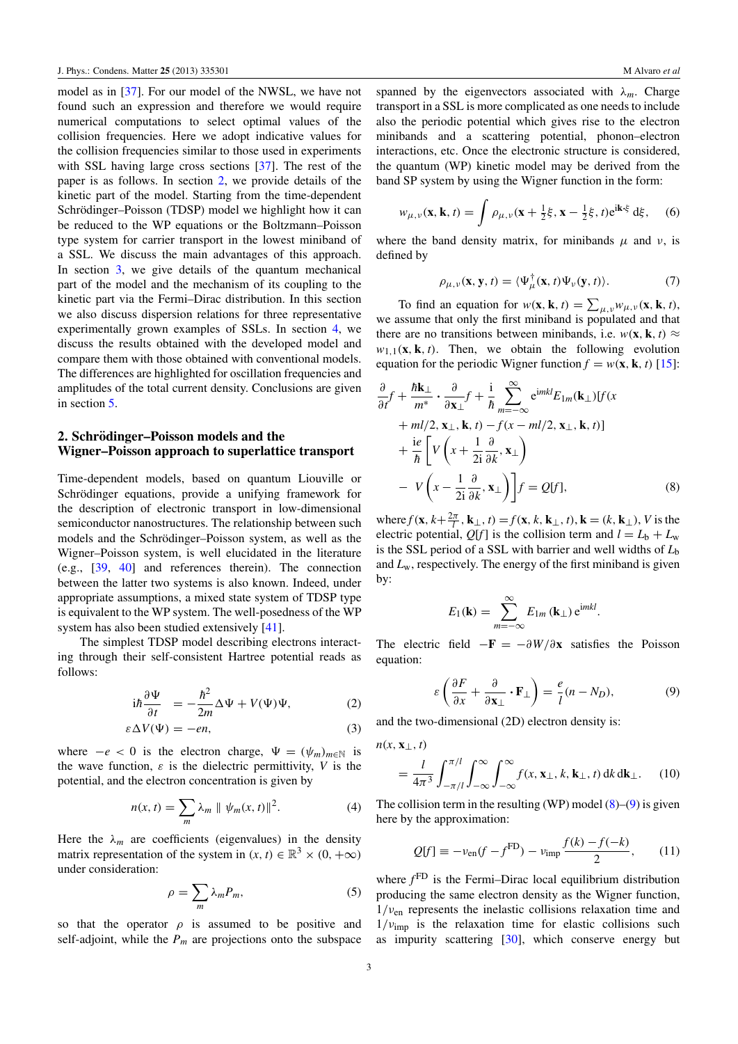model as in [37]. For our model of the NWSL, we have not found such an expression and therefore we would require numerical computations to select optimal values of the collision frequencies. Here we adopt indicative values for the collision frequencies similar to those used in experiments with SSL having large cross sections [37]. The rest of the paper is as follows. In section 2, we provide details of the kinetic part of the model. Starting from the time-dependent Schrödinger–Poisson (TDSP) model we highlight how it can be reduced to the WP equations or the Boltzmann–Poisson type system for carrier transport in the lowest miniband of a SSL. We discuss the main advantages of this approach. In section 3, we give details of the quantum mechanical part of the model and the mechanism of its coupling to the kinetic part via the Fermi–Dirac distribution. In this section we also discuss dispersion relations for three representative experimentally grown examples of SSLs. In section 4, we discuss the results obtained with the developed model and compare them with those obtained with conventional models. The differences are highlighted for oscillation frequencies and amplitudes of the total current density. Conclusions are given in section 5.

## 2. Schrödinger–Poisson models and the Wigner–Poisson approach to superlattice transport

Time-dependent models, based on quantum Liouville or Schrödinger equations, provide a unifying framework for the description of electronic transport in low-dimensional semiconductor nanostructures. The relationship between such models and the Schrödinger–Poisson system, as well as the Wigner–Poisson system, is well elucidated in the literature (e.g., [39, 40] and references therein). The connection between the latter two systems is also known. Indeed, under appropriate assumptions, a mixed state system of TDSP type is equivalent to the WP system. The well-posedness of the WP system has also been studied extensively [41].

The simplest TDSP model describing electrons interacting through their self-consistent Hartree potential reads as follows:

$$i\hbar\frac{\partial\Psi}{\partial t} = -\frac{\hbar^2}{2m}\Delta\Psi + V(\Psi)\Psi, \tag{2}$$

$$\varepsilon\Delta V(\Psi) = -en, \tag{3}$$

where $-e < 0$ is the electron charge, $\Psi = (\psi_m)_{m\in\mathbb{N}}$ is the wave function, $\varepsilon$ is the dielectric permittivity, $V$ is the potential, and the electron concentration is given by

$$n(x,t) = \sum_m \lambda_m \parallel \psi_m(x,t)\parallel^2. \tag{4}$$

Here the $\lambda_m$ are coefficients (eigenvalues) in the density matrix representation of the system in $(x,t) \in \mathbb{R}^3 \times (0,+\infty)$ under consideration:

$$\rho = \sum_m \lambda_m P_m, \tag{5}$$

so that the operator $\rho$ is assumed to be positive and self-adjoint, while the $P_m$ are projections onto the subspace spanned by the eigenvectors associated with $\lambda_m$. Charge transport in a SSL is more complicated as one needs to include also the periodic potential which gives rise to the electron minibands and a scattering potential, phonon–electron interactions, etc. Once the electronic structure is considered, the quantum (WP) kinetic model may be derived from the band SP system by using the Wigner function in the form:

$$w_{\mu,\nu}(\mathbf{x},\mathbf{k},t) = \int \rho_{\mu,\nu}(\mathbf{x}+\tfrac{1}{2}\xi, \mathbf{x}-\tfrac{1}{2}\xi, t)\mathrm{e}^{\mathrm{i}\mathbf{k}\cdot\xi}\,\mathrm{d}\xi, \tag{6}$$

where the band density matrix, for minibands $\mu$ and $\nu$, is defined by

$$\rho_{\mu,\nu}(\mathbf{x},\mathbf{y},t) = \langle\Psi_\mu^\dagger(\mathbf{x},t)\Psi_\nu(\mathbf{y},t)\rangle. \tag{7}$$

To find an equation for $w(\mathbf{x},\mathbf{k},t) = \sum_{\mu,\nu} w_{\mu,\nu}(\mathbf{x},\mathbf{k},t)$, we assume that only the first miniband is populated and that there are no transitions between minibands, i.e. $w(\mathbf{x},\mathbf{k},t) \approx w_{1,1}(\mathbf{x},\mathbf{k},t)$. Then, we obtain the following evolution equation for the periodic Wigner function $f = w(\mathbf{x},\mathbf{k},t)$ [15]:

$$\begin{aligned}
&\frac{\partial}{\partial t}f + \frac{\hbar\mathbf{k}_\perp}{m^*}\cdot\frac{\partial}{\partial\mathbf{x}_\perp}f + \frac{\mathrm{i}}{\hbar}\sum_{m=-\infty}^{\infty}\mathrm{e}^{\mathrm{i}mkl}E_{1m}(\mathbf{k}_\perp)[f(x \\
&\quad + ml/2, \mathbf{x}_\perp, \mathbf{k}, t) - f(x - ml/2, \mathbf{x}_\perp, \mathbf{k}, t)] \\
&\quad + \frac{\mathrm{i}e}{\hbar}\left[V\left(x + \frac{1}{2\mathrm{i}}\frac{\partial}{\partial k}, \mathbf{x}_\perp\right)\right. \\
&\quad \left. - V\left(x - \frac{1}{2\mathrm{i}}\frac{\partial}{\partial k}, \mathbf{x}_\perp\right)\right]f = Q[f],
\end{aligned} \tag{8}$$

where $f(\mathbf{x}, k+\frac{2\pi}{l}, \mathbf{k}_\perp, t) = f(\mathbf{x}, k, \mathbf{k}_\perp, t)$, $\mathbf{k} = (k, \mathbf{k}_\perp)$, $V$ is the electric potential, $Q[f]$ is the collision term and $l = L_b + L_w$ is the SSL period of a SSL with barrier and well widths of $L_b$ and $L_w$, respectively. The energy of the first miniband is given by:

$$E_1(\mathbf{k}) = \sum_{m=-\infty}^{\infty} E_{1m}(\mathbf{k}_\perp)\,\mathrm{e}^{\mathrm{i}mkl}.$$

The electric field $-\mathbf{F} = -\partial W/\partial\mathbf{x}$ satisfies the Poisson equation:

$$\varepsilon\left(\frac{\partial F}{\partial x} + \frac{\partial}{\partial\mathbf{x}_\perp}\cdot\mathbf{F}_\perp\right) = \frac{e}{l}(n - N_D), \tag{9}$$

and the two-dimensional (2D) electron density is:

$$n(x,\mathbf{x}_\perp,t) = \frac{l}{4\pi^3}\int_{-\pi/l}^{\pi/l}\int_{-\infty}^{\infty}\int_{-\infty}^{\infty} f(x,\mathbf{x}_\perp,k,\mathbf{k}_\perp,t)\,\mathrm{d}k\,\mathrm{d}\mathbf{k}_\perp. \tag{10}$$

The collision term in the resulting (WP) model (8)–(9) is given here by the approximation:

$$Q[f] \equiv -\nu_{\text{en}}(f - f^{\text{FD}}) - \nu_{\text{imp}}\frac{f(k) - f(-k)}{2}, \tag{11}$$

where $f^{\text{FD}}$ is the Fermi–Dirac local equilibrium distribution producing the same electron density as the Wigner function, $1/\nu_{\text{en}}$ represents the inelastic collisions relaxation time and $1/\nu_{\text{imp}}$ is the relaxation time for elastic collisions such as impurity scattering [30], which conserve energy but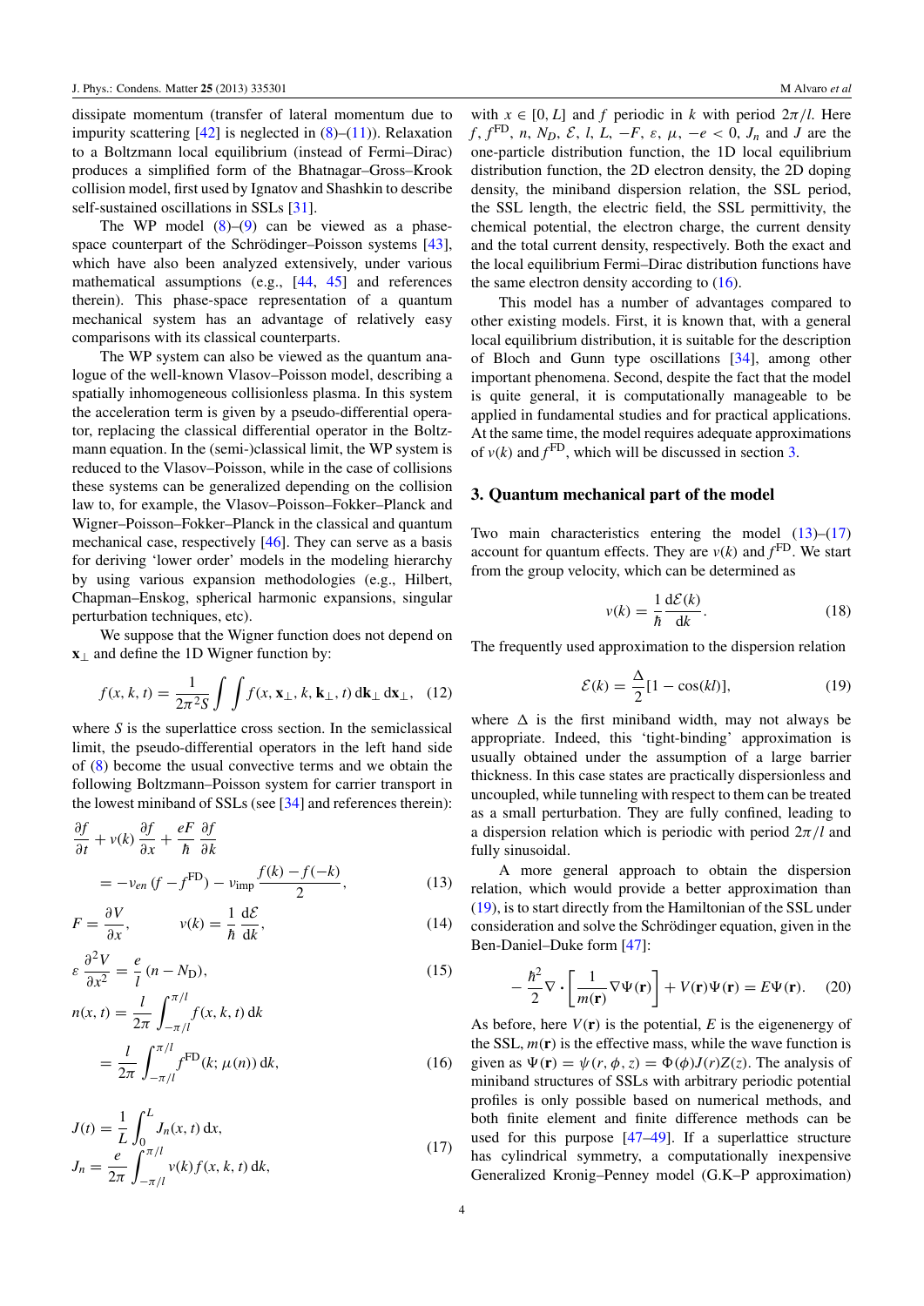dissipate momentum (transfer of lateral momentum due to impurity scattering [42] is neglected in (8)–(11)). Relaxation to a Boltzmann local equilibrium (instead of Fermi–Dirac) produces a simplified form of the Bhatnagar–Gross–Krook collision model, first used by Ignatov and Shashkin to describe self-sustained oscillations in SSLs [31].

The WP model (8)–(9) can be viewed as a phase-space counterpart of the Schrödinger–Poisson systems [43], which have also been analyzed extensively, under various mathematical assumptions (e.g., [44, 45] and references therein). This phase-space representation of a quantum mechanical system has an advantage of relatively easy comparisons with its classical counterparts.

The WP system can also be viewed as the quantum analogue of the well-known Vlasov–Poisson model, describing a spatially inhomogeneous collisionless plasma. In this system the acceleration term is given by a pseudo-differential operator, replacing the classical differential operator in the Boltzmann equation. In the (semi-)classical limit, the WP system is reduced to the Vlasov–Poisson, while in the case of collisions these systems can be generalized depending on the collision law to, for example, the Vlasov–Poisson–Fokker–Planck and Wigner–Poisson–Fokker–Planck in the classical and quantum mechanical case, respectively [46]. They can serve as a basis for deriving 'lower order' models in the modeling hierarchy by using various expansion methodologies (e.g., Hilbert, Chapman–Enskog, spherical harmonic expansions, singular perturbation techniques, etc).

We suppose that the Wigner function does not depend on $\mathbf{x}_\perp$ and define the 1D Wigner function by:

$$f(x,k,t) = \frac{1}{2\pi^2 S}\int\int f(x,\mathbf{x}_\perp,k,\mathbf{k}_\perp,t)\,\mathrm{d}\mathbf{k}_\perp\,\mathrm{d}\mathbf{x}_\perp, \quad (12)$$

where $S$ is the superlattice cross section. In the semiclassical limit, the pseudo-differential operators in the left hand side of (8) become the usual convective terms and we obtain the following Boltzmann–Poisson system for carrier transport in the lowest miniband of SSLs (see [34] and references therein):

$$\frac{\partial f}{\partial t} + v(k)\frac{\partial f}{\partial x} + \frac{eF}{\hbar}\frac{\partial f}{\partial k} = -\nu_{en}(f - f^{\mathrm{FD}}) - \nu_{\mathrm{imp}}\frac{f(k)-f(-k)}{2}, \quad (13)$$

$$F = \frac{\partial V}{\partial x}, \qquad v(k) = \frac{1}{\hbar}\frac{\mathrm{d}\mathcal{E}}{\mathrm{d}k}, \quad (14)$$

$$\varepsilon\frac{\partial^2 V}{\partial x^2} = \frac{e}{l}(n - N_{\mathrm{D}}), \quad (15)$$

$$n(x,t) = \frac{l}{2\pi}\int_{-\pi/l}^{\pi/l} f(x,k,t)\,\mathrm{d}k = \frac{l}{2\pi}\int_{-\pi/l}^{\pi/l} f^{\mathrm{FD}}(k;\mu(n))\,\mathrm{d}k, \quad (16)$$

$$J(t) = \frac{1}{L}\int_0^L J_n(x,t)\,\mathrm{d}x, \qquad J_n = \frac{e}{2\pi}\int_{-\pi/l}^{\pi/l} v(k) f(x,k,t)\,\mathrm{d}k, \quad (17)$$

with $x \in [0,L]$ and $f$ periodic in $k$ with period $2\pi/l$. Here $f$, $f^{\mathrm{FD}}$, $n$, $N_D$, $\mathcal{E}$, $l$, $L$, $-F$, $\varepsilon$, $\mu$, $-e<0$, $J_n$ and $J$ are the one-particle distribution function, the 1D local equilibrium distribution function, the 2D electron density, the 2D doping density, the miniband dispersion relation, the SSL period, the SSL length, the electric field, the SSL permittivity, the chemical potential, the electron charge, the current density and the total current density, respectively. Both the exact and the local equilibrium Fermi–Dirac distribution functions have the same electron density according to (16).

This model has a number of advantages compared to other existing models. First, it is known that, with a general local equilibrium distribution, it is suitable for the description of Bloch and Gunn type oscillations [34], among other important phenomena. Second, despite the fact that the model is quite general, it is computationally manageable to be applied in fundamental studies and for practical applications. At the same time, the model requires adequate approximations of $v(k)$ and $f^{\mathrm{FD}}$, which will be discussed in section 3.

## 3. Quantum mechanical part of the model

Two main characteristics entering the model (13)–(17) account for quantum effects. They are $v(k)$ and $f^{\mathrm{FD}}$. We start from the group velocity, which can be determined as

$$v(k) = \frac{1}{\hbar}\frac{\mathrm{d}\mathcal{E}(k)}{\mathrm{d}k}. \quad (18)$$

The frequently used approximation to the dispersion relation

$$\mathcal{E}(k) = \frac{\Delta}{2}[1-\cos(kl)], \quad (19)$$

where $\Delta$ is the first miniband width, may not always be appropriate. Indeed, this 'tight-binding' approximation is usually obtained under the assumption of a large barrier thickness. In this case states are practically dispersionless and uncoupled, while tunneling with respect to them can be treated as a small perturbation. They are fully confined, leading to a dispersion relation which is periodic with period $2\pi/l$ and fully sinusoidal.

A more general approach to obtain the dispersion relation, which would provide a better approximation than (19), is to start directly from the Hamiltonian of the SSL under consideration and solve the Schrödinger equation, given in the Ben-Daniel–Duke form [47]:

$$-\frac{\hbar^2}{2}\nabla\cdot\left[\frac{1}{m(\mathbf{r})}\nabla\Psi(\mathbf{r})\right] + V(\mathbf{r})\Psi(\mathbf{r}) = E\Psi(\mathbf{r}). \quad (20)$$

As before, here $V(\mathbf{r})$ is the potential, $E$ is the eigenenergy of the SSL, $m(\mathbf{r})$ is the effective mass, while the wave function is given as $\Psi(\mathbf{r}) = \psi(r,\phi,z) = \Phi(\phi)J(r)Z(z)$. The analysis of miniband structures of SSLs with arbitrary periodic potential profiles is only possible based on numerical methods, and both finite element and finite difference methods can be used for this purpose [47–49]. If a superlattice structure has cylindrical symmetry, a computationally inexpensive Generalized Kronig–Penney model (G.K–P approximation)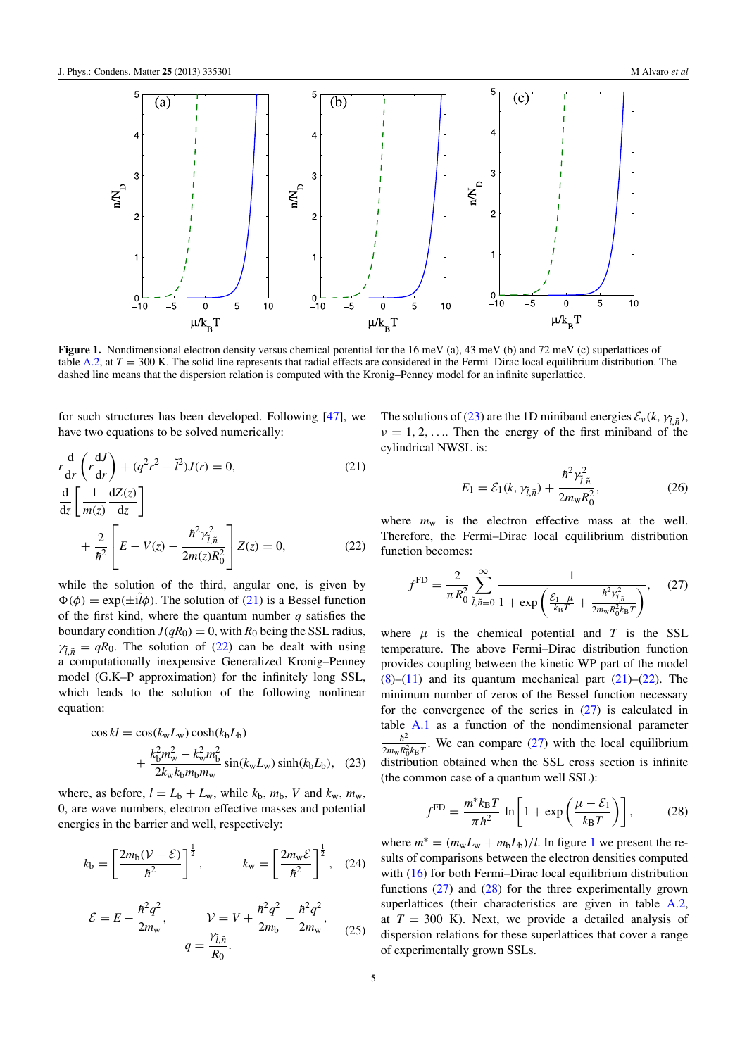**Figure 1.** Nondimensional electron density versus chemical potential for the 16 meV (a), 43 meV (b) and 72 meV (c) superlattices of table A.2, at $T = 300$ K. The solid line represents that radial effects are considered in the Fermi–Dirac local equilibrium distribution. The dashed line means that the dispersion relation is computed with the Kronig–Penney model for an infinite superlattice.

for such structures has been developed. Following [47], we have two equations to be solved numerically:

$$r\frac{\mathrm{d}}{\mathrm{d}r}\left(r\frac{\mathrm{d}J}{\mathrm{d}r}\right) + (q^2r^2 - \tilde{l}^2)J(r) = 0, \tag{21}$$

$$\frac{\mathrm{d}}{\mathrm{d}z}\left[\frac{1}{m(z)}\frac{\mathrm{d}Z(z)}{\mathrm{d}z}\right] + \frac{2}{\hbar^2}\left[E - V(z) - \frac{\hbar^2\gamma_{\tilde{l},\tilde{n}}^2}{2m(z)R_0^2}\right]Z(z) = 0, \tag{22}$$

while the solution of the third, angular one, is given by $\Phi(\phi) = \exp(\pm \mathrm{i}\tilde{l}\phi)$. The solution of (21) is a Bessel function of the first kind, where the quantum number $q$ satisfies the boundary condition $J(qR_0) = 0$, with $R_0$ being the SSL radius, $\gamma_{\tilde{l},\tilde{n}} = qR_0$. The solution of (22) can be dealt with using a computationally inexpensive Generalized Kronig–Penney model (G.K–P approximation) for the infinitely long SSL, which leads to the solution of the following nonlinear equation:

$$\cos kl = \cos(k_\mathrm{w}L_\mathrm{w})\cosh(k_\mathrm{b}L_\mathrm{b}) + \frac{k_\mathrm{b}^2m_\mathrm{w}^2 - k_\mathrm{w}^2m_\mathrm{b}^2}{2k_\mathrm{w}k_\mathrm{b}m_\mathrm{b}m_\mathrm{w}}\sin(k_\mathrm{w}L_\mathrm{w})\sinh(k_\mathrm{b}L_\mathrm{b}), \tag{23}$$

where, as before, $l = L_\mathrm{b} + L_\mathrm{w}$, while $k_\mathrm{b}$, $m_\mathrm{b}$, $V$ and $k_\mathrm{w}$, $m_\mathrm{w}$, 0, are wave numbers, electron effective masses and potential energies in the barrier and well, respectively:

$$k_\mathrm{b} = \left[\frac{2m_\mathrm{b}(\mathcal{V} - \mathcal{E})}{\hbar^2}\right]^{\frac{1}{2}}, \qquad k_\mathrm{w} = \left[\frac{2m_\mathrm{w}\mathcal{E}}{\hbar^2}\right]^{\frac{1}{2}}, \tag{24}$$

$$\mathcal{E} = E - \frac{\hbar^2q^2}{2m_\mathrm{w}}, \qquad \mathcal{V} = V + \frac{\hbar^2q^2}{2m_\mathrm{b}} - \frac{\hbar^2q^2}{2m_\mathrm{w}}, \qquad q = \frac{\gamma_{\tilde{l},\tilde{n}}}{R_0}. \tag{25}$$

The solutions of (23) are the 1D miniband energies $\mathcal{E}_\nu(k, \gamma_{\tilde{l},\tilde{n}})$, $\nu = 1, 2, \ldots$. Then the energy of the first miniband of the cylindrical NWSL is:

$$E_1 = \mathcal{E}_1(k, \gamma_{\tilde{l},\tilde{n}}) + \frac{\hbar^2\gamma_{\tilde{l},\tilde{n}}^2}{2m_\mathrm{w}R_0^2}, \tag{26}$$

where $m_\mathrm{w}$ is the electron effective mass at the well. Therefore, the Fermi–Dirac local equilibrium distribution function becomes:

$$f^{\mathrm{FD}} = \frac{2}{\pi R_0^2}\sum_{\tilde{l},\tilde{n}=0}^{\infty}\frac{1}{1 + \exp\left(\frac{\mathcal{E}_1 - \mu}{k_\mathrm{B}T} + \frac{\hbar^2\gamma_{\tilde{l},\tilde{n}}^2}{2m_\mathrm{w}R_0^2k_\mathrm{B}T}\right)}, \tag{27}$$

where $\mu$ is the chemical potential and $T$ is the SSL temperature. The above Fermi–Dirac distribution function provides coupling between the kinetic WP part of the model (8)–(11) and its quantum mechanical part (21)–(22). The minimum number of zeros of the Bessel function necessary for the convergence of the series in (27) is calculated in table A.1 as a function of the nondimensional parameter $\frac{\hbar^2}{2m_\mathrm{w}R_0^2k_\mathrm{B}T}$. We can compare (27) with the local equilibrium distribution obtained when the SSL cross section is infinite (the common case of a quantum well SSL):

$$f^{\mathrm{FD}} = \frac{m^*k_\mathrm{B}T}{\pi\hbar^2}\ \ln\left[1 + \exp\left(\frac{\mu - \mathcal{E}_1}{k_\mathrm{B}T}\right)\right], \tag{28}$$

where $m^* = (m_\mathrm{w}L_\mathrm{w} + m_\mathrm{b}L_\mathrm{b})/l$. In figure 1 we present the results of comparisons between the electron densities computed with (16) for both Fermi–Dirac local equilibrium distribution functions (27) and (28) for the three experimentally grown superlattices (their characteristics are given in table A.2, at $T = 300$ K). Next, we provide a detailed analysis of dispersion relations for these superlattices that cover a range of experimentally grown SSLs.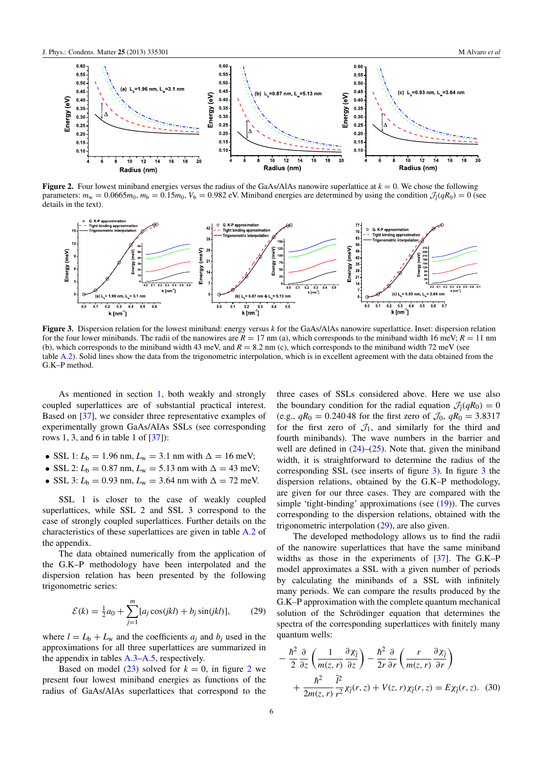**Figure 2.** Four lowest miniband energies versus the radius of the GaAs/AlAs nanowire superlattice at $k = 0$. We chose the following parameters: $m_w = 0.0665m_0$, $m_b = 0.15m_0$, $V_b = 0.982$ eV. Miniband energies are determined by using the condition $\mathcal{J}_{\bar{l}}(qR_0) = 0$ (see details in the text).

**Figure 3.** Dispersion relation for the lowest miniband: energy versus $k$ for the GaAs/AlAs nanowire superlattice. Inset: dispersion relation for the four lower minibands. The radii of the nanowires are $R = 17$ nm (a), which corresponds to the miniband width 16 meV; $R = 11$ nm (b), which corresponds to the miniband width 43 meV, and $R = 8.2$ nm (c), which corresponds to the miniband width 72 meV (see table A.2). Solid lines show the data from the trigonometric interpolation, which is in excellent agreement with the data obtained from the G.K–P method.

As mentioned in section 1, both weakly and strongly coupled superlattices are of substantial practical interest. Based on [37], we consider three representative examples of experimentally grown GaAs/AlAs SSLs (see corresponding rows 1, 3, and 6 in table 1 of [37]):

- SSL 1: $L_b = 1.96$ nm, $L_w = 3.1$ nm with $\Delta = 16$ meV;
- SSL 2: $L_b = 0.87$ nm, $L_w = 5.13$ nm with $\Delta = 43$ meV;
- SSL 3: $L_b = 0.93$ nm, $L_w = 3.64$ nm with $\Delta = 72$ meV.

SSL 1 is closer to the case of weakly coupled superlattices, while SSL 2 and SSL 3 correspond to the case of strongly coupled superlattices. Further details on the characteristics of these superlattices are given in table A.2 of the appendix.

The data obtained numerically from the application of the G.K–P methodology have been interpolated and the dispersion relation has been presented by the following trigonometric series:

$$\mathcal{E}(k) = \tfrac{1}{2}a_0 + \sum_{j=1}^{m}[a_j\cos(jkl) + b_j\sin(jkl)], \qquad (29)$$

where $l = L_b + L_w$ and the coefficients $a_j$ and $b_j$ used in the approximations for all three superlattices are summarized in the appendix in tables A.3–A.5, respectively.

Based on model (23) solved for $k = 0$, in figure 2 we present four lowest miniband energies as functions of the radius of GaAs/AlAs superlattices that correspond to the three cases of SSLs considered above. Here we use also the boundary condition for the radial equation $\mathcal{J}_{\bar{l}}(qR_0) = 0$ (e.g., $qR_0 = 0.24048$ for the first zero of $\mathcal{J}_0$, $qR_0 = 3.8317$ for the first zero of $\mathcal{J}_1$, and similarly for the third and fourth minibands). The wave numbers in the barrier and well are defined in (24)–(25). Note that, given the miniband width, it is straightforward to determine the radius of the corresponding SSL (see inserts of figure 3). In figure 3 the dispersion relations, obtained by the G.K–P methodology, are given for our three cases. They are compared with the simple 'tight-binding' approximations (see (19)). The curves corresponding to the dispersion relations, obtained with the trigonometric interpolation (29), are also given.

The developed methodology allows us to find the radii of the nanowire superlattices that have the same miniband widths as those in the experiments of [37]. The G.K–P model approximates a SSL with a given number of periods by calculating the minibands of a SSL with infinitely many periods. We can compare the results produced by the G.K–P approximation with the complete quantum mechanical solution of the Schrödinger equation that determines the spectra of the corresponding superlattices with finitely many quantum wells:

$$-\frac{\hbar^2}{2}\frac{\partial}{\partial z}\left(\frac{1}{m(z,r)}\frac{\partial \chi_{\bar{l}}}{\partial z}\right) - \frac{\hbar^2}{2r}\frac{\partial}{\partial r}\left(\frac{r}{m(z,r)}\frac{\partial \chi_{\bar{l}}}{\partial r}\right) + \frac{\hbar^2}{2m(z,r)}\frac{\bar{l}^2}{r^2}\chi_{\bar{l}}(r,z) + V(z,r)\chi_{\bar{l}}(r,z) = E\chi_{\bar{l}}(r,z). \quad (30)$$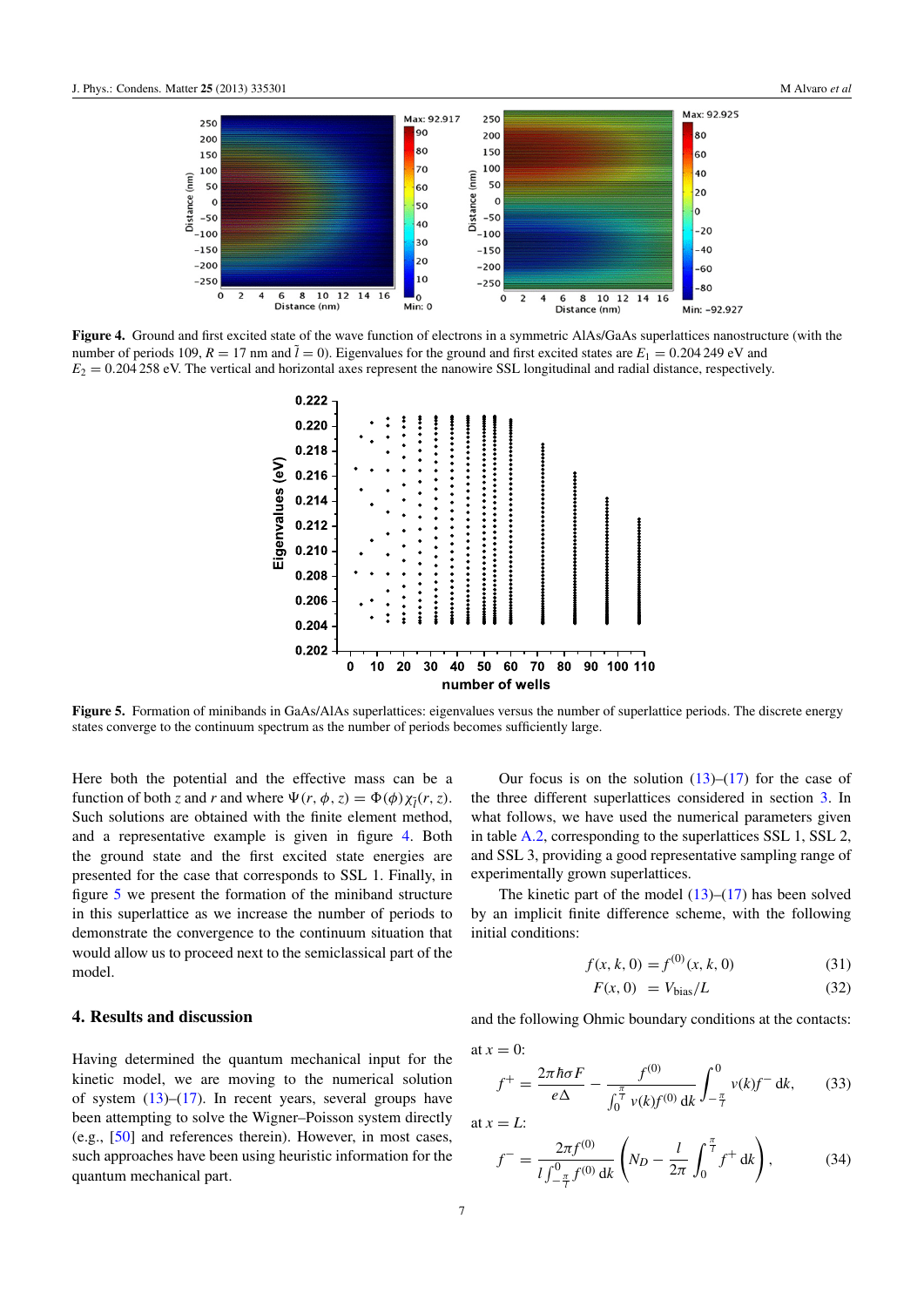**Figure 4.** Ground and first excited state of the wave function of electrons in a symmetric AlAs/GaAs superlattices nanostructure (with the number of periods 109, $R = 17$ nm and $\bar{l} = 0$). Eigenvalues for the ground and first excited states are $E_1 = 0.204\,249$ eV and $E_2 = 0.204\,258$ eV. The vertical and horizontal axes represent the nanowire SSL longitudinal and radial distance, respectively.

**Figure 5.** Formation of minibands in GaAs/AlAs superlattices: eigenvalues versus the number of superlattice periods. The discrete energy states converge to the continuum spectrum as the number of periods becomes sufficiently large.

Here both the potential and the effective mass can be a function of both $z$ and $r$ and where $\Psi(r, \phi, z) = \Phi(\phi)\chi_{\bar{l}}(r, z)$. Such solutions are obtained with the finite element method, and a representative example is given in figure 4. Both the ground state and the first excited state energies are presented for the case that corresponds to SSL 1. Finally, in figure 5 we present the formation of the miniband structure in this superlattice as we increase the number of periods to demonstrate the convergence to the continuum situation that would allow us to proceed next to the semiclassical part of the model.

## 4. Results and discussion

Having determined the quantum mechanical input for the kinetic model, we are moving to the numerical solution of system (13)–(17). In recent years, several groups have been attempting to solve the Wigner–Poisson system directly (e.g., [50] and references therein). However, in most cases, such approaches have been using heuristic information for the quantum mechanical part.

Our focus is on the solution (13)–(17) for the case of the three different superlattices considered in section 3. In what follows, we have used the numerical parameters given in table A.2, corresponding to the superlattices SSL 1, SSL 2, and SSL 3, providing a good representative sampling range of experimentally grown superlattices.

The kinetic part of the model (13)–(17) has been solved by an implicit finite difference scheme, with the following initial conditions:

$$f(x, k, 0) = f^{(0)}(x, k, 0) \tag{31}$$

$$F(x, 0) \;= V_{\text{bias}}/L \tag{32}$$

and the following Ohmic boundary conditions at the contacts:

at $x = 0$:

$$f^{+} = \frac{2\pi\hbar\sigma F}{e\Delta} - \frac{f^{(0)}}{\int_0^{\frac{\pi}{l}} v(k) f^{(0)}\,\mathrm{d}k} \int_{-\frac{\pi}{l}}^{0} v(k) f^{-}\,\mathrm{d}k, \tag{33}$$

at $x = L$:

$$f^{-} = \frac{2\pi f^{(0)}}{l\int_{-\frac{\pi}{l}}^{0} f^{(0)}\,\mathrm{d}k}\left(N_D - \frac{l}{2\pi}\int_0^{\frac{\pi}{l}} f^{+}\,\mathrm{d}k\right), \tag{34}$$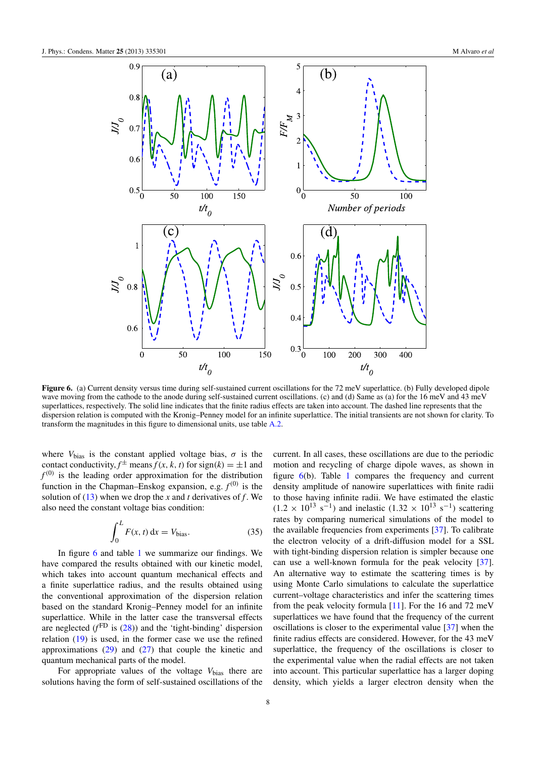**Figure 6.** (a) Current density versus time during self-sustained current oscillations for the 72 meV superlattice. (b) Fully developed dipole wave moving from the cathode to the anode during self-sustained current oscillations. (c) and (d) Same as (a) for the 16 meV and 43 meV superlattices, respectively. The solid line indicates that the finite radius effects are taken into account. The dashed line represents that the dispersion relation is computed with the Kronig–Penney model for an infinite superlattice. The initial transients are not shown for clarity. To transform the magnitudes in this figure to dimensional units, use table A.2.

where $V_{\text{bias}}$ is the constant applied voltage bias, $\sigma$ is the contact conductivity, $f^{\pm}$ means $f(x, k, t)$ for $\text{sign}(k) = \pm 1$ and $f^{(0)}$ is the leading order approximation for the distribution function in the Chapman–Enskog expansion, e.g. $f^{(0)}$ is the solution of (13) when we drop the $x$ and $t$ derivatives of $f$. We also need the constant voltage bias condition:

$$\int_0^L F(x, t)\, \mathrm{d}x = V_{\text{bias}}. \qquad (35)$$

In figure 6 and table 1 we summarize our findings. We have compared the results obtained with our kinetic model, which takes into account quantum mechanical effects and a finite superlattice radius, and the results obtained using the conventional approximation of the dispersion relation based on the standard Kronig–Penney model for an infinite superlattice. While in the latter case the transversal effects are neglected ($f^{\text{FD}}$ is (28)) and the 'tight-binding' dispersion relation (19) is used, in the former case we use the refined approximations (29) and (27) that couple the kinetic and quantum mechanical parts of the model.

For appropriate values of the voltage $V_{\text{bias}}$ there are solutions having the form of self-sustained oscillations of the current. In all cases, these oscillations are due to the periodic motion and recycling of charge dipole waves, as shown in figure 6(b). Table 1 compares the frequency and current density amplitude of nanowire superlattices with finite radii to those having infinite radii. We have estimated the elastic ($1.2 \times 10^{13}$ s$^{-1}$) and inelastic ($1.32 \times 10^{13}$ s$^{-1}$) scattering rates by comparing numerical simulations of the model to the available frequencies from experiments [37]. To calibrate the electron velocity of a drift-diffusion model for a SSL with tight-binding dispersion relation is simpler because one can use a well-known formula for the peak velocity [37]. An alternative way to estimate the scattering times is by using Monte Carlo simulations to calculate the superlattice current–voltage characteristics and infer the scattering times from the peak velocity formula [11]. For the 16 and 72 meV superlattices we have found that the frequency of the current oscillations is closer to the experimental value [37] when the finite radius effects are considered. However, for the 43 meV superlattice, the frequency of the oscillations is closer to the experimental value when the radial effects are not taken into account. This particular superlattice has a larger doping density, which yields a larger electron density when the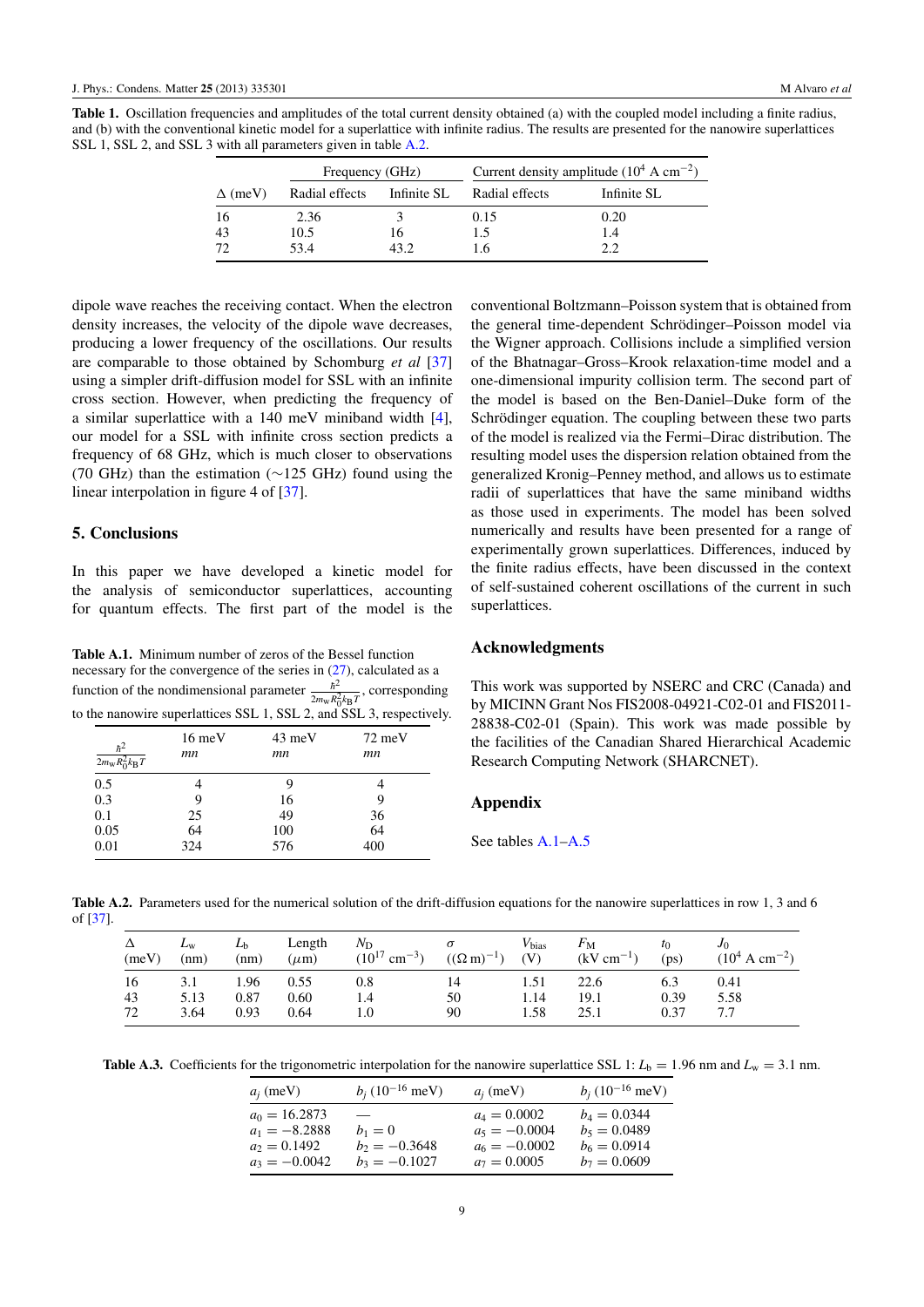**Table 1.** Oscillation frequencies and amplitudes of the total current density obtained (a) with the coupled model including a finite radius, and (b) with the conventional kinetic model for a superlattice with infinite radius. The results are presented for the nanowire superlattices SSL 1, SSL 2, and SSL 3 with all parameters given in table A.2.

| | Frequency (GHz) | | Current density amplitude ($10^4$ A cm$^{-2}$) | |
|---|---|---|---|---|
| $\Delta$ (meV) | Radial effects | Infinite SL | Radial effects | Infinite SL |
| 16 | 2.36 | 3 | 0.15 | 0.20 |
| 43 | 10.5 | 16 | 1.5 | 1.4 |
| 72 | 53.4 | 43.2 | 1.6 | 2.2 |

dipole wave reaches the receiving contact. When the electron density increases, the velocity of the dipole wave decreases, producing a lower frequency of the oscillations. Our results are comparable to those obtained by Schomburg *et al* [37] using a simpler drift-diffusion model for SSL with an infinite cross section. However, when predicting the frequency of a similar superlattice with a 140 meV miniband width [4], our model for a SSL with infinite cross section predicts a frequency of 68 GHz, which is much closer to observations (70 GHz) than the estimation (∼125 GHz) found using the linear interpolation in figure 4 of [37].

## 5. Conclusions

In this paper we have developed a kinetic model for the analysis of semiconductor superlattices, accounting for quantum effects. The first part of the model is the conventional Boltzmann–Poisson system that is obtained from the general time-dependent Schrödinger–Poisson model via the Wigner approach. Collisions include a simplified version of the Bhatnagar–Gross–Krook relaxation-time model and a one-dimensional impurity collision term. The second part of the model is based on the Ben-Daniel–Duke form of the Schrödinger equation. The coupling between these two parts of the model is realized via the Fermi–Dirac distribution. The resulting model uses the dispersion relation obtained from the generalized Kronig–Penney method, and allows us to estimate radii of superlattices that have the same miniband widths as those used in experiments. The model has been solved numerically and results have been presented for a range of experimentally grown superlattices. Differences, induced by the finite radius effects, have been discussed in the context of self-sustained coherent oscillations of the current in such superlattices.

**Table A.1.** Minimum number of zeros of the Bessel function necessary for the convergence of the series in (27), calculated as a function of the nondimensional parameter $\frac{\hbar^2}{2m_\mathrm{w}R_0^2k_\mathrm{B}T}$, corresponding to the nanowire superlattices SSL 1, SSL 2, and SSL 3, respectively.

| $\frac{\hbar^2}{2m_\mathrm{w}R_0^2k_\mathrm{B}T}$ | 16 meV *mn* | 43 meV *mn* | 72 meV *mn* |
|---|---|---|---|
| 0.5 | 4 | 9 | 4 |
| 0.3 | 9 | 16 | 9 |
| 0.1 | 25 | 49 | 36 |
| 0.05 | 64 | 100 | 64 |
| 0.01 | 324 | 576 | 400 |

## Acknowledgments

This work was supported by NSERC and CRC (Canada) and by MICINN Grant Nos FIS2008-04921-C02-01 and FIS2011-28838-C02-01 (Spain). This work was made possible by the facilities of the Canadian Shared Hierarchical Academic Research Computing Network (SHARCNET).

## Appendix

See tables A.1–A.5

**Table A.2.** Parameters used for the numerical solution of the drift-diffusion equations for the nanowire superlattices in row 1, 3 and 6 of [37].

| $\Delta$ (meV) | $L_\mathrm{w}$ (nm) | $L_\mathrm{b}$ (nm) | Length ($\mu$m) | $N_\mathrm{D}$ ($10^{17}$ cm$^{-3}$) | $\sigma$ (($\Omega$ m)$^{-1}$) | $V_\mathrm{bias}$ (V) | $F_\mathrm{M}$ (kV cm$^{-1}$) | $t_0$ (ps) | $J_0$ ($10^4$ A cm$^{-2}$) |
|---|---|---|---|---|---|---|---|---|---|
| 16 | 3.1 | 1.96 | 0.55 | 0.8 | 14 | 1.51 | 22.6 | 6.3 | 0.41 |
| 43 | 5.13 | 0.87 | 0.60 | 1.4 | 50 | 1.14 | 19.1 | 0.39 | 5.58 |
| 72 | 3.64 | 0.93 | 0.64 | 1.0 | 90 | 1.58 | 25.1 | 0.37 | 7.7 |

**Table A.3.** Coefficients for the trigonometric interpolation for the nanowire superlattice SSL 1: $L_\mathrm{b} = 1.96$ nm and $L_\mathrm{w} = 3.1$ nm.

| $a_j$ (meV) | $b_j$ ($10^{-16}$ meV) | $a_j$ (meV) | $b_j$ ($10^{-16}$ meV) |
|---|---|---|---|
| $a_0 = 16.2873$ | — | $a_4 = 0.0002$ | $b_4 = 0.0344$ |
| $a_1 = -8.2888$ | $b_1 = 0$ | $a_5 = -0.0004$ | $b_5 = 0.0489$ |
| $a_2 = 0.1492$ | $b_2 = -0.3648$ | $a_6 = -0.0002$ | $b_6 = 0.0914$ |
| $a_3 = -0.0042$ | $b_3 = -0.1027$ | $a_7 = 0.0005$ | $b_7 = 0.0609$ |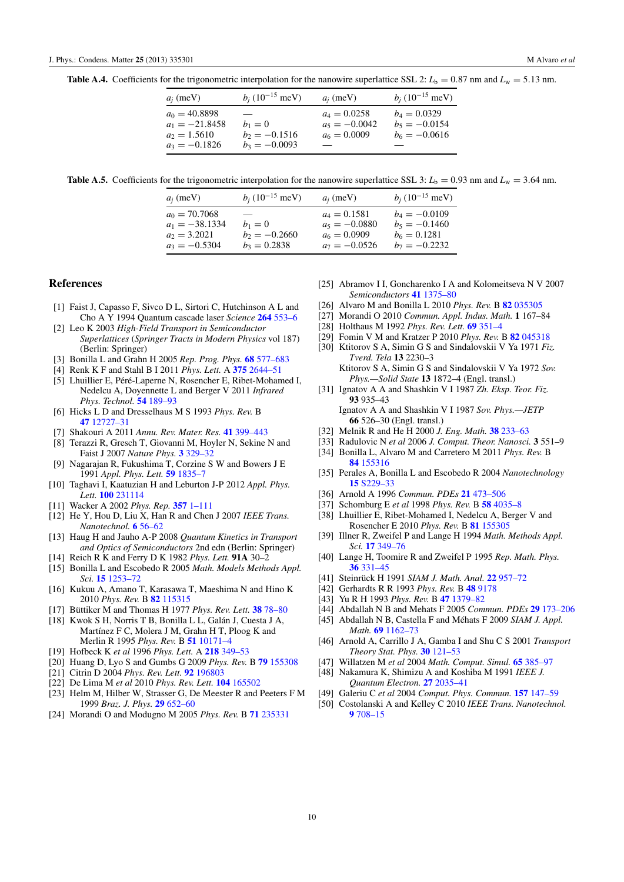**Table A.4.** Coefficients for the trigonometric interpolation for the nanowire superlattice SSL 2: $L_b = 0.87$ nm and $L_w = 5.13$ nm.

| $a_j$ (meV) | $b_j$ ($10^{-15}$ meV) | $a_j$ (meV) | $b_j$ ($10^{-15}$ meV) |
|---|---|---|---|
| $a_0 = 40.8898$ | — | $a_4 = 0.0258$ | $b_4 = 0.0329$ |
| $a_1 = -21.8458$ | $b_1 = 0$ | $a_5 = -0.0042$ | $b_5 = -0.0154$ |
| $a_2 = 1.5610$ | $b_2 = -0.1516$ | $a_6 = 0.0009$ | $b_6 = -0.0616$ |
| $a_3 = -0.1826$ | $b_3 = -0.0093$ | — | — |

**Table A.5.** Coefficients for the trigonometric interpolation for the nanowire superlattice SSL 3: $L_b = 0.93$ nm and $L_w = 3.64$ nm.

| $a_j$ (meV) | $b_j$ ($10^{-15}$ meV) | $a_j$ (meV) | $b_j$ ($10^{-15}$ meV) |
|---|---|---|---|
| $a_0 = 70.7068$ | — | $a_4 = 0.1581$ | $b_4 = -0.0109$ |
| $a_1 = -38.1334$ | $b_1 = 0$ | $a_5 = -0.0880$ | $b_5 = -0.1460$ |
| $a_2 = 3.2021$ | $b_2 = -0.2660$ | $a_6 = 0.0909$ | $b_6 = 0.1281$ |
| $a_3 = -0.5304$ | $b_3 = 0.2838$ | $a_7 = -0.0526$ | $b_7 = -0.2232$ |

## References

[1] Faist J, Capasso F, Sivco D L, Sirtori C, Hutchinson A L and Cho A Y 1994 Quantum cascade laser *Science* **264** 553–6

[2] Leo K 2003 *High-Field Transport in Semiconductor Superlattices* (*Springer Tracts in Modern Physics* vol 187) (Berlin: Springer)

[3] Bonilla L and Grahn H 2005 *Rep. Prog. Phys.* **68** 577–683

[4] Renk K F and Stahl B I 2011 *Phys. Lett.* A **375** 2644–51

[5] Lhuillier E, Péré-Laperne N, Rosencher E, Ribet-Mohamed I, Nedelcu A, Doyennette L and Berger V 2011 *Infrared Phys. Technol.* **54** 189–93

[6] Hicks L D and Dresselhaus M S 1993 *Phys. Rev.* B **47** 12727–31

[7] Shakouri A 2011 *Annu. Rev. Mater. Res.* **41** 399–443

[8] Terazzi R, Gresch T, Giovanni M, Hoyler N, Sekine N and Faist J 2007 *Nature Phys.* **3** 329–32

[9] Nagarajan R, Fukushima T, Corzine S W and Bowers J E 1991 *Appl. Phys. Lett.* **59** 1835–7

[10] Taghavi I, Kaatuzian H and Leburton J-P 2012 *Appl. Phys. Lett.* **100** 231114

[11] Wacker A 2002 *Phys. Rep.* **357** 1–111

[12] He Y, Hou D, Liu X, Han R and Chen J 2007 *IEEE Trans. Nanotechnol.* **6** 56–62

[13] Haug H and Jauho A-P 2008 *Quantum Kinetics in Transport and Optics of Semiconductors* 2nd edn (Berlin: Springer)

[14] Reich R K and Ferry D K 1982 *Phys. Lett.* **91A** 30–2

[15] Bonilla L and Escobedo R 2005 *Math. Models Methods Appl. Sci.* **15** 1253–72

[16] Kukuu A, Amano T, Karasawa T, Maeshima N and Hino K 2010 *Phys. Rev.* B **82** 115315

[17] Büttiker M and Thomas H 1977 *Phys. Rev. Lett.* **38** 78–80

[18] Kwok S H, Norris T B, Bonilla L L, Galán J, Cuesta J A, Martínez F C, Molera J M, Grahn H T, Ploog K and Merlin R 1995 *Phys. Rev.* B **51** 10171–4

[19] Hofbeck K *et al* 1996 *Phys. Lett.* A **218** 349–53

[20] Huang D, Lyo S and Gumbs G 2009 *Phys. Rev.* B **79** 155308

[21] Citrin D 2004 *Phys. Rev. Lett.* **92** 196803

[22] De Lima M *et al* 2010 *Phys. Rev. Lett.* **104** 165502

[23] Helm M, Hilber W, Strasser G, De Meester R and Peeters F M 1999 *Braz. J. Phys.* **29** 652–60

[24] Morandi O and Modugno M 2005 *Phys. Rev.* B **71** 235331

[25] Abramov I I, Goncharenko I A and Kolomeitseva N V 2007 *Semiconductors* **41** 1375–80

[26] Alvaro M and Bonilla L 2010 *Phys. Rev.* B **82** 035305

[27] Morandi O 2010 *Commun. Appl. Indus. Math.* **1** 167–84

[28] Holthaus M 1992 *Phys. Rev. Lett.* **69** 351–4

[29] Fomin V M and Kratzer P 2010 *Phys. Rev.* B **82** 045318

[30] Ktitorov S A, Simin G S and Sindalovskii V Ya 1971 *Fiz. Tverd. Tela* **13** 2230–3
Ktitorov S A, Simin G S and Sindalovskii V Ya 1972 *Sov. Phys.—Solid State* **13** 1872–4 (Engl. transl.)

[31] Ignatov A A and Shashkin V I 1987 *Zh. Eksp. Teor. Fiz.* **93** 935–43
Ignatov A A and Shashkin V I 1987 *Sov. Phys.—JETP* **66** 526–30 (Engl. transl.)

[32] Melnik R and He H 2000 *J. Eng. Math.* **38** 233–63

[33] Radulovic N *et al* 2006 *J. Comput. Theor. Nanosci.* **3** 551–9

[34] Bonilla L, Alvaro M and Carretero M 2011 *Phys. Rev.* B **84** 155316

[35] Perales A, Bonilla L and Escobedo R 2004 *Nanotechnology* **15** S229–33

[36] Arnold A 1996 *Commun. PDEs* **21** 473–506

[37] Schomburg E *et al* 1998 *Phys. Rev.* B **58** 4035–8

[38] Lhuillier E, Ribet-Mohamed I, Nedelcu A, Berger V and Rosencher E 2010 *Phys. Rev.* B **81** 155305

[39] Illner R, Zweifel P and Lange H 1994 *Math. Methods Appl. Sci.* **17** 349–76

[40] Lange H, Toomire R and Zweifel P 1995 *Rep. Math. Phys.* **36** 331–45

[41] Steinrück H 1991 *SIAM J. Math. Anal.* **22** 957–72

[42] Gerhardts R R 1993 *Phys. Rev.* B **48** 9178

[43] Yu R H 1993 *Phys. Rev.* B **47** 1379–82

[44] Abdallah N B and Mehats F 2005 *Commun. PDEs* **29** 173–206

[45] Abdallah N B, Castella F and Méhats F 2009 *SIAM J. Appl. Math.* **69** 1162–73

[46] Arnold A, Carrillo J A, Gamba I and Shu C S 2001 *Transport Theory Stat. Phys.* **30** 121–53

[47] Willatzen M *et al* 2004 *Math. Comput. Simul.* **65** 385–97

[48] Nakamura K, Shimizu A and Koshiba M 1991 *IEEE J. Quantum Electron.* **27** 2035–41

[49] Galeriu C *et al* 2004 *Comput. Phys. Commun.* **157** 147–59

[50] Costolanski A and Kelley C 2010 *IEEE Trans. Nanotechnol.* **9** 708–15